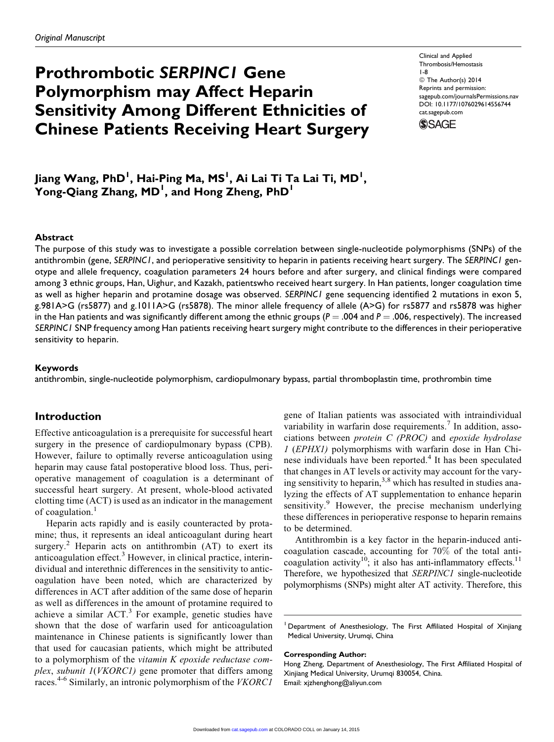Original Manuscript

# Prothrombotic *SERPINC1* Gene Polymorphism may Affect Heparin Sensitivity Among Different Ethnicities of Chinese Patients Receiving Heart Surgery

Clinical and Applied Thrombosis/Hemostasis
1-8
© The Author(s) 2014
Reprints and permission: sagepub.com/journalsPermissions.nav
DOI: 10.1177/1076029614556744
cat.sagepub.com

**Jiang Wang, PhD[1], Hai-Ping Ma, MS[1], Ai Lai Ti Ta Lai Ti, MD[1], Yong-Qiang Zhang, MD[1], and Hong Zheng, PhD[1]**

## Abstract

The purpose of this study was to investigate a possible correlation between single-nucleotide polymorphisms (SNPs) of the antithrombin (gene, *SERPINC1*, and perioperative sensitivity to heparin in patients receiving heart surgery. The *SERPINC1* genotype and allele frequency, coagulation parameters 24 hours before and after surgery, and clinical findings were compared among 3 ethnic groups, Han, Uighur, and Kazakh, patientswho received heart surgery. In Han patients, longer coagulation time as well as higher heparin and protamine dosage was observed. *SERPINC1* gene sequencing identified 2 mutations in exon 5, g.981A>G (rs5877) and g.1011A>G (rs5878). The minor allele frequency of allele (A>G) for rs5877 and rs5878 was higher in the Han patients and was significantly different among the ethnic groups ($P = .004$ and $P = .006$, respectively). The increased *SERPINC1* SNP frequency among Han patients receiving heart surgery might contribute to the differences in their perioperative sensitivity to heparin.

### Keywords

antithrombin, single-nucleotide polymorphism, cardiopulmonary bypass, partial thromboplastin time, prothrombin time

## Introduction

Effective anticoagulation is a prerequisite for successful heart surgery in the presence of cardiopulmonary bypass (CPB). However, failure to optimally reverse anticoagulation using heparin may cause fatal postoperative blood loss. Thus, perioperative management of coagulation is a determinant of successful heart surgery. At present, whole-blood activated clotting time (ACT) is used as an indicator in the management of coagulation.[1]

Heparin acts rapidly and is easily counteracted by protamine; thus, it represents an ideal anticoagulant during heart surgery.[2] Heparin acts on antithrombin (AT) to exert its anticoagulation effect.[3] However, in clinical practice, interindividual and interethnic differences in the sensitivity to anticoagulation have been noted, which are characterized by differences in ACT after addition of the same dose of heparin as well as differences in the amount of protamine required to achieve a similar ACT.[3] For example, genetic studies have shown that the dose of warfarin used for anticoagulation maintenance in Chinese patients is significantly lower than that used for caucasian patients, which might be attributed to a polymorphism of the *vitamin K epoxide reductase complex*, *subunit 1*(*VKORC1)* gene promoter that differs among races.[4-6] Similarly, an intronic polymorphism of the *VKORC1* gene of Italian patients was associated with intraindividual variability in warfarin dose requirements.[7] In addition, associations between *protein C (PROC)* and *epoxide hydrolase 1* (*EPHX1)* polymorphisms with warfarin dose in Han Chinese individuals have been reported.[4] It has been speculated that changes in AT levels or activity may account for the varying sensitivity to heparin,[3,8] which has resulted in studies analyzing the effects of AT supplementation to enhance heparin sensitivity.[9] However, the precise mechanism underlying these differences in perioperative response to heparin remains to be determined.

Antithrombin is a key factor in the heparin-induced anticoagulation cascade, accounting for 70% of the total anticoagulation activity[10]; it also has anti-inflammatory effects.[11] Therefore, we hypothesized that *SERPINC1* single-nucleotide polymorphisms (SNPs) might alter AT activity. Therefore, this

[1] Department of Anesthesiology, The First Affiliated Hospital of Xinjiang Medical University, Urumqi, China

**Corresponding Author:**
Hong Zheng, Department of Anesthesiology, The First Affiliated Hospital of Xinjiang Medical University, Urumqi 830054, China.
Email: xjzhenghong@aliyun.com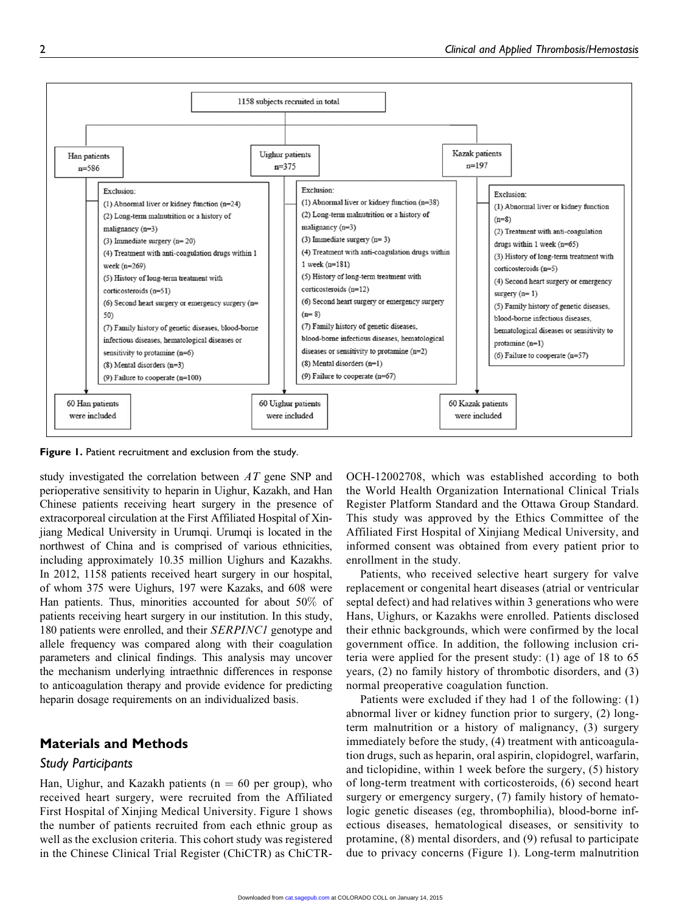1158 subjects recruited in total

| Han patients n=586 | Uighur patients n=375 | Kazak patients n=197 |
| --- | --- | --- |
| Exclusion: (1) Abnormal liver or kidney function (n=24) (2) Long-term malnutrition or a history of malignancy (n=3) (3) Immediate surgery (n= 20) (4) Treatment with anti-coagulation drugs within 1 week (n=269) (5) History of long-term treatment with corticosteroids (n=51) (6) Second heart surgery or emergency surgery (n= 50) (7) Family history of genetic diseases, blood-borne infectious diseases, hematological diseases or sensitivity to protamine (n=6) (8) Mental disorders (n=3) (9) Failure to cooperate (n=100) | Exclusion: (1) Abnormal liver or kidney function (n=38) (2) Long-term malnutrition or a history of malignancy (n=3) (3) Immediate surgery (n= 3) (4) Treatment with anti-coagulation drugs within 1 week (n=181) (5) History of long-term treatment with corticosteroids (n=12) (6) Second heart surgery or emergency surgery (n= 8) (7) Family history of genetic diseases, blood-borne infectious diseases, hematological diseases or sensitivity to protamine (n=2) (8) Mental disorders (n=1) (9) Failure to cooperate (n=67) | Exclusion: (1) Abnormal liver or kidney function (n=8) (2) Treatment with anti-coagulation drugs within 1 week (n=65) (3) History of long-term treatment with corticosteroids (n=5) (4) Second heart surgery or emergency surgery (n= 1) (5) Family history of genetic diseases, blood-borne infectious diseases, hematological diseases or sensitivity to protamine (n=1) (6) Failure to cooperate (n=57) |
| 60 Han patients were included | 60 Uighur patients were included | 60 Kazak patients were included |

**Figure 1.** Patient recruitment and exclusion from the study.

study investigated the correlation between *AT* gene SNP and perioperative sensitivity to heparin in Uighur, Kazakh, and Han Chinese patients receiving heart surgery in the presence of extracorporeal circulation at the First Affiliated Hospital of Xinjiang Medical University in Urumqi. Urumqi is located in the northwest of China and is comprised of various ethnicities, including approximately 10.35 million Uighurs and Kazakhs. In 2012, 1158 patients received heart surgery in our hospital, of whom 375 were Uighurs, 197 were Kazaks, and 608 were Han patients. Thus, minorities accounted for about 50% of patients receiving heart surgery in our institution. In this study, 180 patients were enrolled, and their *SERPINC1* genotype and allele frequency was compared along with their coagulation parameters and clinical findings. This analysis may uncover the mechanism underlying intraethnic differences in response to anticoagulation therapy and provide evidence for predicting heparin dosage requirements on an individualized basis.

## Materials and Methods

### Study Participants

Han, Uighur, and Kazakh patients (n = 60 per group), who received heart surgery, were recruited from the Affiliated First Hospital of Xinjing Medical University. Figure 1 shows the number of patients recruited from each ethnic group as well as the exclusion criteria. This cohort study was registered in the Chinese Clinical Trial Register (ChiCTR) as ChiCTR-OCH-12002708, which was established according to both the World Health Organization International Clinical Trials Register Platform Standard and the Ottawa Group Standard. This study was approved by the Ethics Committee of the Affiliated First Hospital of Xinjiang Medical University, and informed consent was obtained from every patient prior to enrollment in the study.

Patients, who received selective heart surgery for valve replacement or congenital heart diseases (atrial or ventricular septal defect) and had relatives within 3 generations who were Hans, Uighurs, or Kazakhs were enrolled. Patients disclosed their ethnic backgrounds, which were confirmed by the local government office. In addition, the following inclusion criteria were applied for the present study: (1) age of 18 to 65 years, (2) no family history of thrombotic disorders, and (3) normal preoperative coagulation function.

Patients were excluded if they had 1 of the following: (1) abnormal liver or kidney function prior to surgery, (2) long-term malnutrition or a history of malignancy, (3) surgery immediately before the study, (4) treatment with anticoagulation drugs, such as heparin, oral aspirin, clopidogrel, warfarin, and ticlopidine, within 1 week before the surgery, (5) history of long-term treatment with corticosteroids, (6) second heart surgery or emergency surgery, (7) family history of hematologic genetic diseases (eg, thrombophilia), blood-borne infectious diseases, hematological diseases, or sensitivity to protamine, (8) mental disorders, and (9) refusal to participate due to privacy concerns (Figure 1). Long-term malnutrition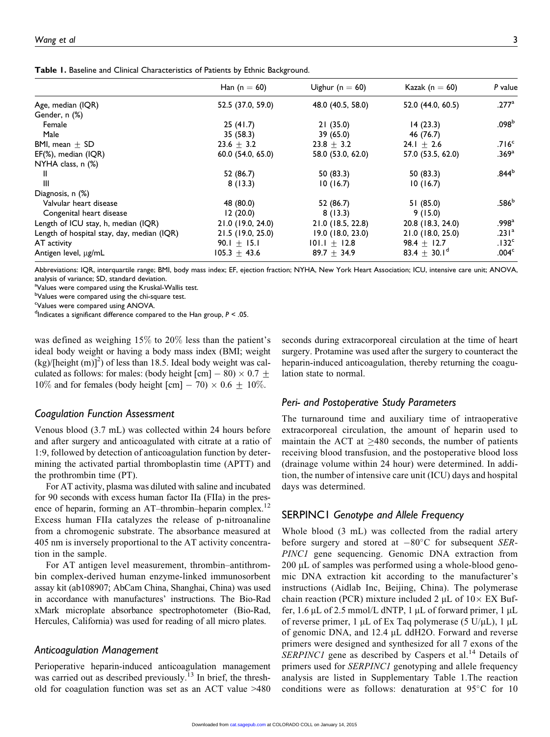**Table 1.** Baseline and Clinical Characteristics of Patients by Ethnic Background.

| | Han (n = 60) | Uighur (n = 60) | Kazak (n = 60) | P value |
|---|---|---|---|---|
| Age, median (IQR) | 52.5 (37.0, 59.0) | 48.0 (40.5, 58.0) | 52.0 (44.0, 60.5) | .277[a] |
| Gender, n (%) | | | | |
| Female | 25 (41.7) | 21 (35.0) | 14 (23.3) | .098[b] |
| Male | 35 (58.3) | 39 (65.0) | 46 (76.7) | |
| BMI, mean ± SD | 23.6 ± 3.2 | 23.8 ± 3.2 | 24.1 ± 2.6 | .716[c] |
| EF(%), median (IQR) | 60.0 (54.0, 65.0) | 58.0 (53.0, 62.0) | 57.0 (53.5, 62.0) | .369[a] |
| NYHA class, n (%) | | | | |
| II | 52 (86.7) | 50 (83.3) | 50 (83.3) | .844[b] |
| III | 8 (13.3) | 10 (16.7) | 10 (16.7) | |
| Diagnosis, n (%) | | | | |
| Valvular heart disease | 48 (80.0) | 52 (86.7) | 51 (85.0) | .586[b] |
| Congenital heart disease | 12 (20.0) | 8 (13.3) | 9 (15.0) | |
| Length of ICU stay, h, median (IQR) | 21.0 (19.0, 24.0) | 21.0 (18.5, 22.8) | 20.8 (18.3, 24.0) | .998[a] |
| Length of hospital stay, day, median (IQR) | 21.5 (19.0, 25.0) | 19.0 (18.0, 23.0) | 21.0 (18.0, 25.0) | .231[a] |
| AT activity | 90.1 ± 15.1 | 101.1 ± 12.8 | 98.4 ± 12.7 | .132[c] |
| Antigen level, μg/mL | 105.3 ± 43.6 | 89.7 ± 34.9 | 83.4 ± 30.1[d] | .004[c] |

Abbreviations: IQR, interquartile range; BMI, body mass index; EF, ejection fraction; NYHA, New York Heart Association; ICU, intensive care unit; ANOVA, analysis of variance; SD, standard deviation.
[a]Values were compared using the Kruskal-Wallis test.
[b]Values were compared using the chi-square test.
[c]Values were compared using ANOVA.
[d]Indicates a significant difference compared to the Han group, $P < .05$.

was defined as weighing 15% to 20% less than the patient's ideal body weight or having a body mass index (BMI; weight (kg)/[height (m)]$^2$) of less than 18.5. Ideal body weight was calculated as follows: for males: (body height [cm] − 80) × 0.7 ± 10% and for females (body height [cm] − 70) × 0.6 ± 10%.

### Coagulation Function Assessment

Venous blood (3.7 mL) was collected within 24 hours before and after surgery and anticoagulated with citrate at a ratio of 1:9, followed by detection of anticoagulation function by determining the activated partial thromboplastin time (APTT) and the prothrombin time (PT).

For AT activity, plasma was diluted with saline and incubated for 90 seconds with excess human factor IIa (FIIa) in the presence of heparin, forming an AT–thrombin–heparin complex.[12] Excess human FIIa catalyzes the release of p-nitroanaline from a chromogenic substrate. The absorbance measured at 405 nm is inversely proportional to the AT activity concentration in the sample.

For AT antigen level measurement, thrombin–antithrombin complex-derived human enzyme-linked immunosorbent assay kit (ab108907; AbCam China, Shanghai, China) was used in accordance with manufactures' instructions. The Bio-Rad xMark microplate absorbance spectrophotometer (Bio-Rad, Hercules, California) was used for reading of all micro plates.

### Anticoagulation Management

Perioperative heparin-induced anticoagulation management was carried out as described previously.[13] In brief, the threshold for coagulation function was set as an ACT value >480 seconds during extracorporeal circulation at the time of heart surgery. Protamine was used after the surgery to counteract the heparin-induced anticoagulation, thereby returning the coagulation state to normal.

### Peri- and Postoperative Study Parameters

The turnaround time and auxiliary time of intraoperative extracorporeal circulation, the amount of heparin used to maintain the ACT at ≥480 seconds, the number of patients receiving blood transfusion, and the postoperative blood loss (drainage volume within 24 hour) were determined. In addition, the number of intensive care unit (ICU) days and hospital days was determined.

### SERPINC1 *Genotype and Allele Frequency*

Whole blood (3 mL) was collected from the radial artery before surgery and stored at −80°C for subsequent *SERPINC1* gene sequencing. Genomic DNA extraction from 200 μL of samples was performed using a whole-blood genomic DNA extraction kit according to the manufacturer's instructions (Aidlab Inc, Beijing, China). The polymerase chain reaction (PCR) mixture included 2 μL of 10× EX Buffer, 1.6 μL of 2.5 mmol/L dNTP, 1 μL of forward primer, 1 μL of reverse primer, 1 μL of Ex Taq polymerase (5 U/μL), 1 μL of genomic DNA, and 12.4 μL ddH2O. Forward and reverse primers were designed and synthesized for all 7 exons of the *SERPINC1* gene as described by Caspers et al.[14] Details of primers used for *SERPINC1* genotyping and allele frequency analysis are listed in Supplementary Table 1.The reaction conditions were as follows: denaturation at 95°C for 10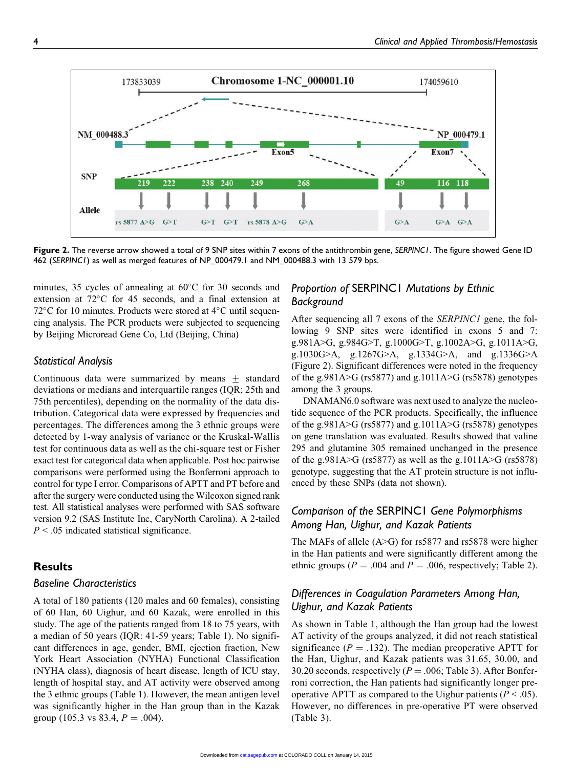Figure 2. The reverse arrow showed a total of 9 SNP sites within 7 exons of the antithrombin gene, *SERPINC1*. The figure showed Gene ID 462 (*SERPINC1*) as well as merged features of NP_000479.1 and NM_000488.3 with 13 579 bps.

minutes, 35 cycles of annealing at 60°C for 30 seconds and extension at 72°C for 45 seconds, and a final extension at 72°C for 10 minutes. Products were stored at 4°C until sequencing analysis. The PCR products were subjected to sequencing by Beijing Microread Gene Co, Ltd (Beijing, China)

### *Statistical Analysis*

Continuous data were summarized by means ± standard deviations or medians and interquartile ranges (IQR; 25th and 75th percentiles), depending on the normality of the data distribution. Categorical data were expressed by frequencies and percentages. The differences among the 3 ethnic groups were detected by 1-way analysis of variance or the Kruskal-Wallis test for continuous data as well as the chi-square test or Fisher exact test for categorical data when applicable. Post hoc pairwise comparisons were performed using the Bonferroni approach to control for type I error. Comparisons of APTT and PT before and after the surgery were conducted using the Wilcoxon signed rank test. All statistical analyses were performed with SAS software version 9.2 (SAS Institute Inc, CaryNorth Carolina). A 2-tailed $P < .05$ indicated statistical significance.

## Results

### *Baseline Characteristics*

A total of 180 patients (120 males and 60 females), consisting of 60 Han, 60 Uighur, and 60 Kazak, were enrolled in this study. The age of the patients ranged from 18 to 75 years, with a median of 50 years (IQR: 41-59 years; Table 1). No significant differences in age, gender, BMI, ejection fraction, New York Heart Association (NYHA) Functional Classification (NYHA class), diagnosis of heart disease, length of ICU stay, length of hospital stay, and AT activity were observed among the 3 ethnic groups (Table 1). However, the mean antigen level was significantly higher in the Han group than in the Kazak group (105.3 vs 83.4, $P = .004$).

### *Proportion of* SERPINC1 *Mutations by Ethnic Background*

After sequencing all 7 exons of the *SERPINC1* gene, the following 9 SNP sites were identified in exons 5 and 7: g.981A>G, g.984G>T, g.1000G>T, g.1002A>G, g.1011A>G, g.1030G>A, g.1267G>A, g.1334G>A, and g.1336G>A (Figure 2). Significant differences were noted in the frequency of the g.981A>G (rs5877) and g.1011A>G (rs5878) genotypes among the 3 groups.

DNAMAN6.0 software was next used to analyze the nucleotide sequence of the PCR products. Specifically, the influence of the g.981A>G (rs5877) and g.1011A>G (rs5878) genotypes on gene translation was evaluated. Results showed that valine 295 and glutamine 305 remained unchanged in the presence of the g.981A>G (rs5877) as well as the g.1011A>G (rs5878) genotype, suggesting that the AT protein structure is not influenced by these SNPs (data not shown).

### *Comparison of the* SERPINC1 *Gene Polymorphisms Among Han, Uighur, and Kazak Patients*

The MAFs of allele (A>G) for rs5877 and rs5878 were higher in the Han patients and were significantly different among the ethnic groups ($P = .004$ and $P = .006$, respectively; Table 2).

### *Differences in Coagulation Parameters Among Han, Uighur, and Kazak Patients*

As shown in Table 1, although the Han group had the lowest AT activity of the groups analyzed, it did not reach statistical significance ($P = .132$). The median preoperative APTT for the Han, Uighur, and Kazak patients was 31.65, 30.00, and 30.20 seconds, respectively ($P = .006$; Table 3). After Bonferroni correction, the Han patients had significantly longer preoperative APTT as compared to the Uighur patients ($P < .05$). However, no differences in pre-operative PT were observed (Table 3).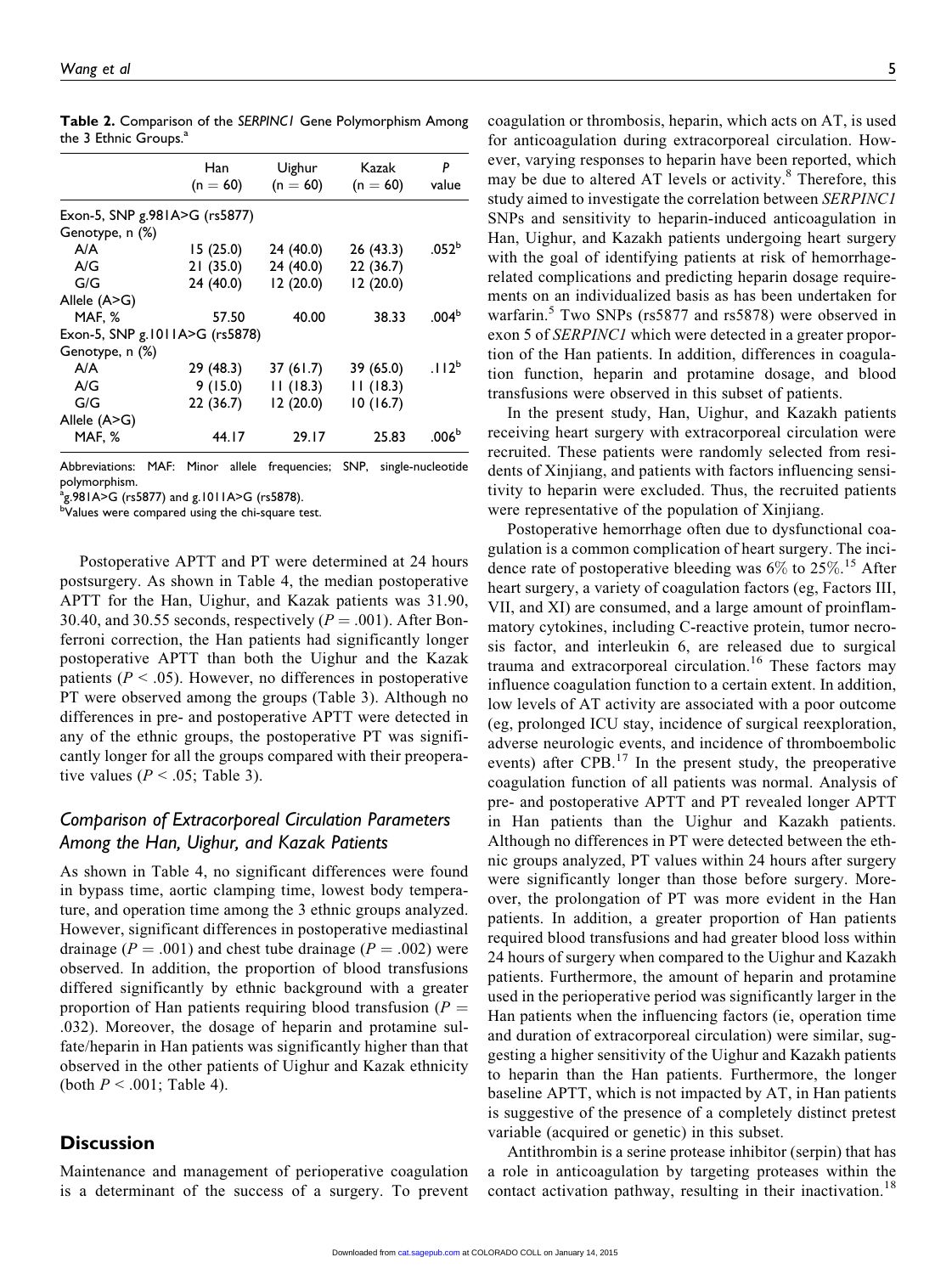**Table 2.** Comparison of the *SERPINC1* Gene Polymorphism Among the 3 Ethnic Groups.[a]

| | Han (n = 60) | Uighur (n = 60) | Kazak (n = 60) | P value |
|---|---|---|---|---|
| Exon-5, SNP g.981A>G (rs5877) | | | | |
| Genotype, n (%) | | | | |
| A/A | 15 (25.0) | 24 (40.0) | 26 (43.3) | .052[b] |
| A/G | 21 (35.0) | 24 (40.0) | 22 (36.7) | |
| G/G | 24 (40.0) | 12 (20.0) | 12 (20.0) | |
| Allele (A>G) | | | | |
| MAF, % | 57.50 | 40.00 | 38.33 | .004[b] |
| Exon-5, SNP g.1011A>G (rs5878) | | | | |
| Genotype, n (%) | | | | |
| A/A | 29 (48.3) | 37 (61.7) | 39 (65.0) | .112[b] |
| A/G | 9 (15.0) | 11 (18.3) | 11 (18.3) | |
| G/G | 22 (36.7) | 12 (20.0) | 10 (16.7) | |
| Allele (A>G) | | | | |
| MAF, % | 44.17 | 29.17 | 25.83 | .006[b] |

Abbreviations: MAF: Minor allele frequencies; SNP, single-nucleotide polymorphism.
[a]g.981A>G (rs5877) and g.1011A>G (rs5878).
[b]Values were compared using the chi-square test.

Postoperative APTT and PT were determined at 24 hours postsurgery. As shown in Table 4, the median postoperative APTT for the Han, Uighur, and Kazak patients was 31.90, 30.40, and 30.55 seconds, respectively ($P = .001$). After Bonferroni correction, the Han patients had significantly longer postoperative APTT than both the Uighur and the Kazak patients ($P < .05$). However, no differences in postoperative PT were observed among the groups (Table 3). Although no differences in pre- and postoperative APTT were detected in any of the ethnic groups, the postoperative PT was significantly longer for all the groups compared with their preoperative values ($P < .05$; Table 3).

## Comparison of Extracorporeal Circulation Parameters Among the Han, Uighur, and Kazak Patients

As shown in Table 4, no significant differences were found in bypass time, aortic clamping time, lowest body temperature, and operation time among the 3 ethnic groups analyzed. However, significant differences in postoperative mediastinal drainage ($P = .001$) and chest tube drainage ($P = .002$) were observed. In addition, the proportion of blood transfusions differed significantly by ethnic background with a greater proportion of Han patients requiring blood transfusion ($P = .032$). Moreover, the dosage of heparin and protamine sulfate/heparin in Han patients was significantly higher than that observed in the other patients of Uighur and Kazak ethnicity (both $P < .001$; Table 4).

# Discussion

Maintenance and management of perioperative coagulation is a determinant of the success of a surgery. To prevent coagulation or thrombosis, heparin, which acts on AT, is used for anticoagulation during extracorporeal circulation. However, varying responses to heparin have been reported, which may be due to altered AT levels or activity.[8] Therefore, this study aimed to investigate the correlation between *SERPINC1* SNPs and sensitivity to heparin-induced anticoagulation in Han, Uighur, and Kazakh patients undergoing heart surgery with the goal of identifying patients at risk of hemorrhage-related complications and predicting heparin dosage requirements on an individualized basis as has been undertaken for warfarin.[5] Two SNPs (rs5877 and rs5878) were observed in exon 5 of *SERPINC1* which were detected in a greater proportion of the Han patients. In addition, differences in coagulation function, heparin and protamine dosage, and blood transfusions were observed in this subset of patients.

In the present study, Han, Uighur, and Kazakh patients receiving heart surgery with extracorporeal circulation were recruited. These patients were randomly selected from residents of Xinjiang, and patients with factors influencing sensitivity to heparin were excluded. Thus, the recruited patients were representative of the population of Xinjiang.

Postoperative hemorrhage often due to dysfunctional coagulation is a common complication of heart surgery. The incidence rate of postoperative bleeding was 6% to 25%.[15] After heart surgery, a variety of coagulation factors (eg, Factors III, VII, and XI) are consumed, and a large amount of proinflammatory cytokines, including C-reactive protein, tumor necrosis factor, and interleukin 6, are released due to surgical trauma and extracorporeal circulation.[16] These factors may influence coagulation function to a certain extent. In addition, low levels of AT activity are associated with a poor outcome (eg, prolonged ICU stay, incidence of surgical reexploration, adverse neurologic events, and incidence of thromboembolic events) after CPB.[17] In the present study, the preoperative coagulation function of all patients was normal. Analysis of pre- and postoperative APTT and PT revealed longer APTT in Han patients than the Uighur and Kazakh patients. Although no differences in PT were detected between the ethnic groups analyzed, PT values within 24 hours after surgery were significantly longer than those before surgery. Moreover, the prolongation of PT was more evident in the Han patients. In addition, a greater proportion of Han patients required blood transfusions and had greater blood loss within 24 hours of surgery when compared to the Uighur and Kazakh patients. Furthermore, the amount of heparin and protamine used in the perioperative period was significantly larger in the Han patients when the influencing factors (ie, operation time and duration of extracorporeal circulation) were similar, suggesting a higher sensitivity of the Uighur and Kazakh patients to heparin than the Han patients. Furthermore, the longer baseline APTT, which is not impacted by AT, in Han patients is suggestive of the presence of a completely distinct pretest variable (acquired or genetic) in this subset.

Antithrombin is a serine protease inhibitor (serpin) that has a role in anticoagulation by targeting proteases within the contact activation pathway, resulting in their inactivation.[18]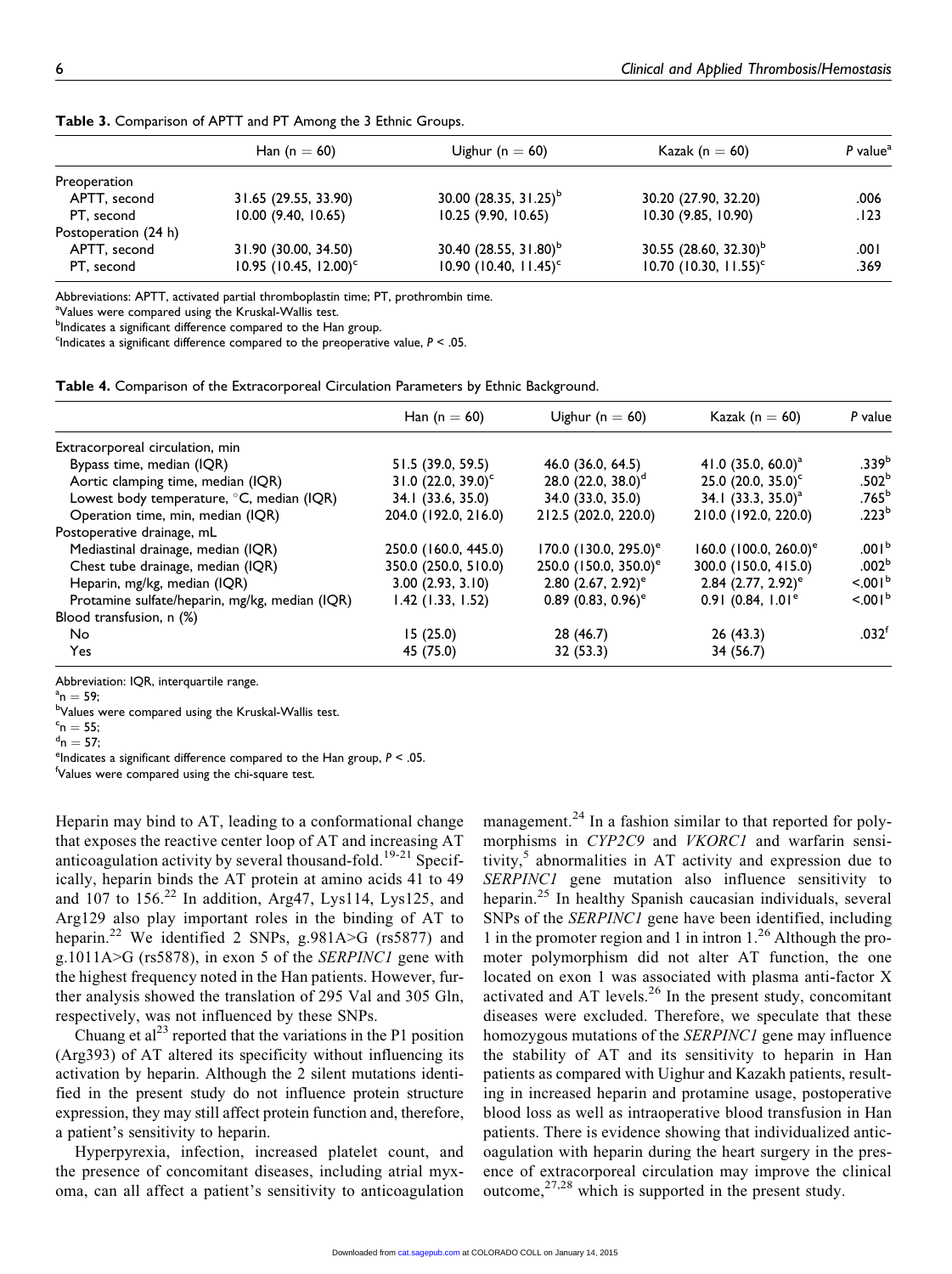**Table 3.** Comparison of APTT and PT Among the 3 Ethnic Groups.

| | Han (n = 60) | Uighur (n = 60) | Kazak (n = 60) | *P* value[a] |
|---|---|---|---|---|
| Preoperation | | | | |
| APTT, second | 31.65 (29.55, 33.90) | 30.00 (28.35, 31.25)[b] | 30.20 (27.90, 32.20) | .006 |
| PT, second | 10.00 (9.40, 10.65) | 10.25 (9.90, 10.65) | 10.30 (9.85, 10.90) | .123 |
| Postoperation (24 h) | | | | |
| APTT, second | 31.90 (30.00, 34.50) | 30.40 (28.55, 31.80)[b] | 30.55 (28.60, 32.30)[b] | .001 |
| PT, second | 10.95 (10.45, 12.00)[c] | 10.90 (10.40, 11.45)[c] | 10.70 (10.30, 11.55)[c] | .369 |

Abbreviations: APTT, activated partial thromboplastin time; PT, prothrombin time.
[a]Values were compared using the Kruskal-Wallis test.
[b]Indicates a significant difference compared to the Han group.
[c]Indicates a significant difference compared to the preoperative value, $P < .05$.

**Table 4.** Comparison of the Extracorporeal Circulation Parameters by Ethnic Background.

| | Han (n = 60) | Uighur (n = 60) | Kazak (n = 60) | *P* value |
|---|---|---|---|---|
| Extracorporeal circulation, min | | | | |
| Bypass time, median (IQR) | 51.5 (39.0, 59.5) | 46.0 (36.0, 64.5) | 41.0 (35.0, 60.0)[a] | .339[b] |
| Aortic clamping time, median (IQR) | 31.0 (22.0, 39.0)[c] | 28.0 (22.0, 38.0)[d] | 25.0 (20.0, 35.0)[c] | .502[b] |
| Lowest body temperature, °C, median (IQR) | 34.1 (33.6, 35.0) | 34.0 (33.0, 35.0) | 34.1 (33.3, 35.0)[a] | .765[b] |
| Operation time, min, median (IQR) | 204.0 (192.0, 216.0) | 212.5 (202.0, 220.0) | 210.0 (192.0, 220.0) | .223[b] |
| Postoperative drainage, mL | | | | |
| Mediastinal drainage, median (IQR) | 250.0 (160.0, 445.0) | 170.0 (130.0, 295.0)[e] | 160.0 (100.0, 260.0)[e] | .001[b] |
| Chest tube drainage, median (IQR) | 350.0 (250.0, 510.0) | 250.0 (150.0, 350.0)[e] | 300.0 (150.0, 415.0) | .002[b] |
| Heparin, mg/kg, median (IQR) | 3.00 (2.93, 3.10) | 2.80 (2.67, 2.92)[e] | 2.84 (2.77, 2.92)[e] | <.001[b] |
| Protamine sulfate/heparin, mg/kg, median (IQR) | 1.42 (1.33, 1.52) | 0.89 (0.83, 0.96)[e] | 0.91 (0.84, 1.01[e] | <.001[b] |
| Blood transfusion, n (%) | | | | |
| No | 15 (25.0) | 28 (46.7) | 26 (43.3) | .032[f] |
| Yes | 45 (75.0) | 32 (53.3) | 34 (56.7) | |

Abbreviation: IQR, interquartile range.
[a]n = 59;
[b]Values were compared using the Kruskal-Wallis test.
[c]n = 55;
[d]n = 57;
[e]Indicates a significant difference compared to the Han group, $P < .05$.
[f]Values were compared using the chi-square test.

Heparin may bind to AT, leading to a conformational change that exposes the reactive center loop of AT and increasing AT anticoagulation activity by several thousand-fold.[19-21] Specifically, heparin binds the AT protein at amino acids 41 to 49 and 107 to 156.[22] In addition, Arg47, Lys114, Lys125, and Arg129 also play important roles in the binding of AT to heparin.[22] We identified 2 SNPs, g.981A>G (rs5877) and g.1011A>G (rs5878), in exon 5 of the *SERPINC1* gene with the highest frequency noted in the Han patients. However, further analysis showed the translation of 295 Val and 305 Gln, respectively, was not influenced by these SNPs.

Chuang et al[23] reported that the variations in the P1 position (Arg393) of AT altered its specificity without influencing its activation by heparin. Although the 2 silent mutations identified in the present study do not influence protein structure expression, they may still affect protein function and, therefore, a patient's sensitivity to heparin.

Hyperpyrexia, infection, increased platelet count, and the presence of concomitant diseases, including atrial myxoma, can all affect a patient's sensitivity to anticoagulation management.[24] In a fashion similar to that reported for polymorphisms in *CYP2C9* and *VKORC1* and warfarin sensitivity,[5] abnormalities in AT activity and expression due to *SERPINC1* gene mutation also influence sensitivity to heparin.[25] In healthy Spanish caucasian individuals, several SNPs of the *SERPINC1* gene have been identified, including 1 in the promoter region and 1 in intron 1.[26] Although the promoter polymorphism did not alter AT function, the one located on exon 1 was associated with plasma anti-factor X activated and AT levels.[26] In the present study, concomitant diseases were excluded. Therefore, we speculate that these homozygous mutations of the *SERPINC1* gene may influence the stability of AT and its sensitivity to heparin in Han patients as compared with Uighur and Kazakh patients, resulting in increased heparin and protamine usage, postoperative blood loss as well as intraoperative blood transfusion in Han patients. There is evidence showing that individualized anticoagulation with heparin during the heart surgery in the presence of extracorporeal circulation may improve the clinical outcome,[27,28] which is supported in the present study.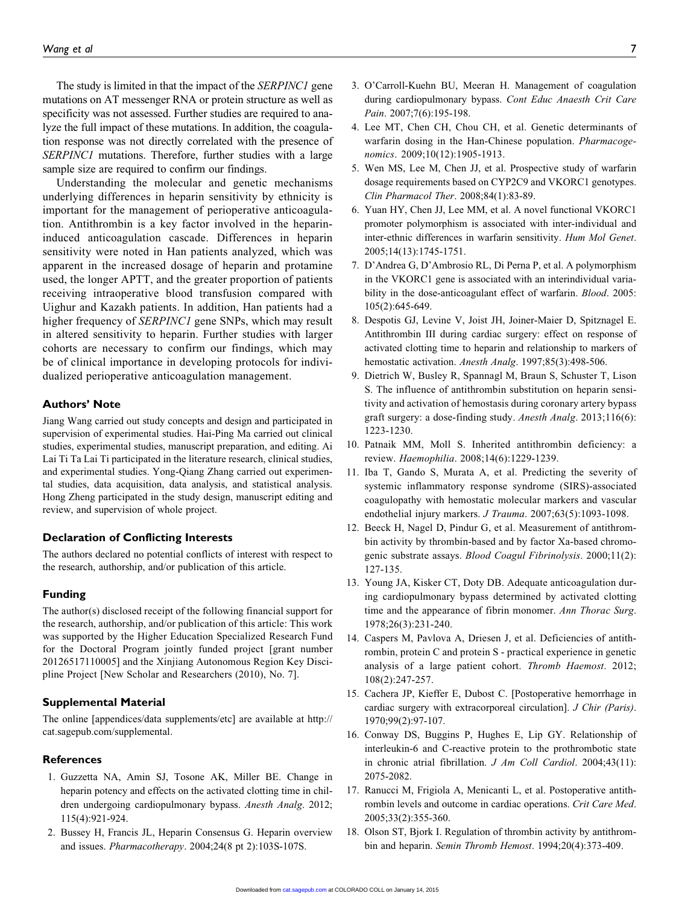The study is limited in that the impact of the *SERPINC1* gene mutations on AT messenger RNA or protein structure as well as specificity was not assessed. Further studies are required to analyze the full impact of these mutations. In addition, the coagulation response was not directly correlated with the presence of *SERPINC1* mutations. Therefore, further studies with a large sample size are required to confirm our findings.

Understanding the molecular and genetic mechanisms underlying differences in heparin sensitivity by ethnicity is important for the management of perioperative anticoagulation. Antithrombin is a key factor involved in the heparin-induced anticoagulation cascade. Differences in heparin sensitivity were noted in Han patients analyzed, which was apparent in the increased dosage of heparin and protamine used, the longer APTT, and the greater proportion of patients receiving intraoperative blood transfusion compared with Uighur and Kazakh patients. In addition, Han patients had a higher frequency of *SERPINC1* gene SNPs, which may result in altered sensitivity to heparin. Further studies with larger cohorts are necessary to confirm our findings, which may be of clinical importance in developing protocols for individualized perioperative anticoagulation management.

## Authors' Note

Jiang Wang carried out study concepts and design and participated in supervision of experimental studies. Hai-Ping Ma carried out clinical studies, experimental studies, manuscript preparation, and editing. Ai Lai Ti Ta Lai Ti participated in the literature research, clinical studies, and experimental studies. Yong-Qiang Zhang carried out experimental studies, data acquisition, data analysis, and statistical analysis. Hong Zheng participated in the study design, manuscript editing and review, and supervision of whole project.

## Declaration of Conflicting Interests

The authors declared no potential conflicts of interest with respect to the research, authorship, and/or publication of this article.

## Funding

The author(s) disclosed receipt of the following financial support for the research, authorship, and/or publication of this article: This work was supported by the Higher Education Specialized Research Fund for the Doctoral Program jointly funded project [grant number 20126517110005] and the Xinjiang Autonomous Region Key Discipline Project [New Scholar and Researchers (2010), No. 7].

## Supplemental Material

The online [appendices/data supplements/etc] are available at http://cat.sagepub.com/supplemental.

## References

1. Guzzetta NA, Amin SJ, Tosone AK, Miller BE. Change in heparin potency and effects on the activated clotting time in children undergoing cardiopulmonary bypass. *Anesth Analg*. 2012;115(4):921-924.
2. Bussey H, Francis JL, Heparin Consensus G. Heparin overview and issues. *Pharmacotherapy*. 2004;24(8 pt 2):103S-107S.
3. O'Carroll-Kuehn BU, Meeran H. Management of coagulation during cardiopulmonary bypass. *Cont Educ Anaesth Crit Care Pain*. 2007;7(6):195-198.
4. Lee MT, Chen CH, Chou CH, et al. Genetic determinants of warfarin dosing in the Han-Chinese population. *Pharmacogenomics*. 2009;10(12):1905-1913.
5. Wen MS, Lee M, Chen JJ, et al. Prospective study of warfarin dosage requirements based on CYP2C9 and VKORC1 genotypes. *Clin Pharmacol Ther*. 2008;84(1):83-89.
6. Yuan HY, Chen JJ, Lee MM, et al. A novel functional VKORC1 promoter polymorphism is associated with inter-individual and inter-ethnic differences in warfarin sensitivity. *Hum Mol Genet*. 2005;14(13):1745-1751.
7. D'Andrea G, D'Ambrosio RL, Di Perna P, et al. A polymorphism in the VKORC1 gene is associated with an interindividual variability in the dose-anticoagulant effect of warfarin. *Blood*. 2005: 105(2):645-649.
8. Despotis GJ, Levine V, Joist JH, Joiner-Maier D, Spitznagel E. Antithrombin III during cardiac surgery: effect on response of activated clotting time to heparin and relationship to markers of hemostatic activation. *Anesth Analg*. 1997;85(3):498-506.
9. Dietrich W, Busley R, Spannagl M, Braun S, Schuster T, Lison S. The influence of antithrombin substitution on heparin sensitivity and activation of hemostasis during coronary artery bypass graft surgery: a dose-finding study. *Anesth Analg*. 2013;116(6): 1223-1230.
10. Patnaik MM, Moll S. Inherited antithrombin deficiency: a review. *Haemophilia*. 2008;14(6):1229-1239.
11. Iba T, Gando S, Murata A, et al. Predicting the severity of systemic inflammatory response syndrome (SIRS)-associated coagulopathy with hemostatic molecular markers and vascular endothelial injury markers. *J Trauma*. 2007;63(5):1093-1098.
12. Beeck H, Nagel D, Pindur G, et al. Measurement of antithrombin activity by thrombin-based and by factor Xa-based chromogenic substrate assays. *Blood Coagul Fibrinolysis*. 2000;11(2): 127-135.
13. Young JA, Kisker CT, Doty DB. Adequate anticoagulation during cardiopulmonary bypass determined by activated clotting time and the appearance of fibrin monomer. *Ann Thorac Surg*. 1978;26(3):231-240.
14. Caspers M, Pavlova A, Driesen J, et al. Deficiencies of antithrombin, protein C and protein S - practical experience in genetic analysis of a large patient cohort. *Thromb Haemost*. 2012; 108(2):247-257.
15. Cachera JP, Kieffer E, Dubost C. [Postoperative hemorrhage in cardiac surgery with extracorporeal circulation]. *J Chir (Paris)*. 1970;99(2):97-107.
16. Conway DS, Buggins P, Hughes E, Lip GY. Relationship of interleukin-6 and C-reactive protein to the prothrombotic state in chronic atrial fibrillation. *J Am Coll Cardiol*. 2004;43(11): 2075-2082.
17. Ranucci M, Frigiola A, Menicanti L, et al. Postoperative antithrombin levels and outcome in cardiac operations. *Crit Care Med*. 2005;33(2):355-360.
18. Olson ST, Bjork I. Regulation of thrombin activity by antithrombin and heparin. *Semin Thromb Hemost*. 1994;20(4):373-409.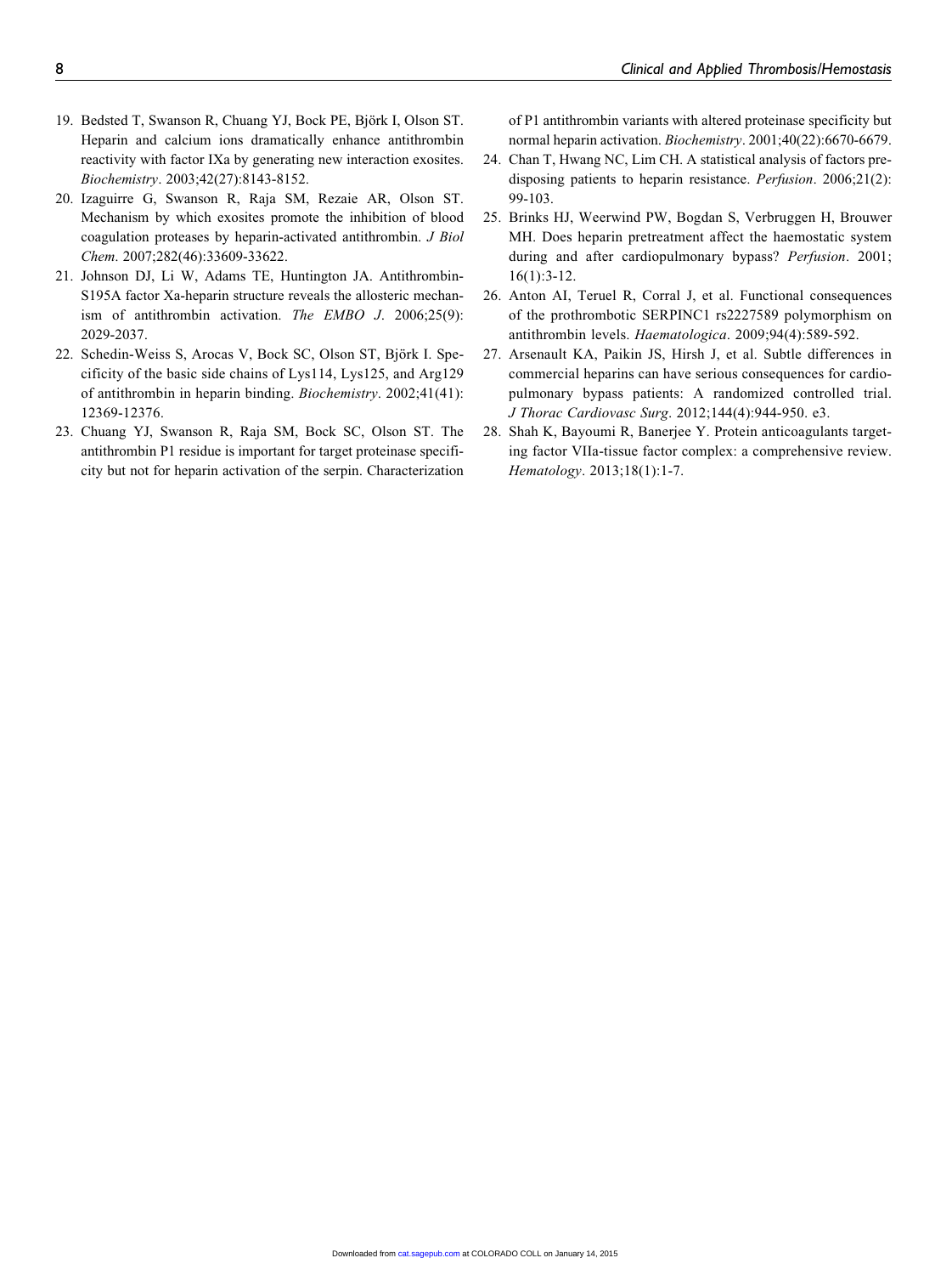19. Bedsted T, Swanson R, Chuang YJ, Bock PE, Björk I, Olson ST. Heparin and calcium ions dramatically enhance antithrombin reactivity with factor IXa by generating new interaction exosites. *Biochemistry*. 2003;42(27):8143-8152.
20. Izaguirre G, Swanson R, Raja SM, Rezaie AR, Olson ST. Mechanism by which exosites promote the inhibition of blood coagulation proteases by heparin-activated antithrombin. *J Biol Chem*. 2007;282(46):33609-33622.
21. Johnson DJ, Li W, Adams TE, Huntington JA. Antithrombin-S195A factor Xa-heparin structure reveals the allosteric mechanism of antithrombin activation. *The EMBO J*. 2006;25(9): 2029-2037.
22. Schedin-Weiss S, Arocas V, Bock SC, Olson ST, Björk I. Specificity of the basic side chains of Lys114, Lys125, and Arg129 of antithrombin in heparin binding. *Biochemistry*. 2002;41(41): 12369-12376.
23. Chuang YJ, Swanson R, Raja SM, Bock SC, Olson ST. The antithrombin P1 residue is important for target proteinase specificity but not for heparin activation of the serpin. Characterization of P1 antithrombin variants with altered proteinase specificity but normal heparin activation. *Biochemistry*. 2001;40(22):6670-6679.
24. Chan T, Hwang NC, Lim CH. A statistical analysis of factors predisposing patients to heparin resistance. *Perfusion*. 2006;21(2): 99-103.
25. Brinks HJ, Weerwind PW, Bogdan S, Verbruggen H, Brouwer MH. Does heparin pretreatment affect the haemostatic system during and after cardiopulmonary bypass? *Perfusion*. 2001; 16(1):3-12.
26. Anton AI, Teruel R, Corral J, et al. Functional consequences of the prothrombotic SERPINC1 rs2227589 polymorphism on antithrombin levels. *Haematologica*. 2009;94(4):589-592.
27. Arsenault KA, Paikin JS, Hirsh J, et al. Subtle differences in commercial heparins can have serious consequences for cardiopulmonary bypass patients: A randomized controlled trial. *J Thorac Cardiovasc Surg*. 2012;144(4):944-950. e3.
28. Shah K, Bayoumi R, Banerjee Y. Protein anticoagulants targeting factor VIIa-tissue factor complex: a comprehensive review. *Hematology*. 2013;18(1):1-7.